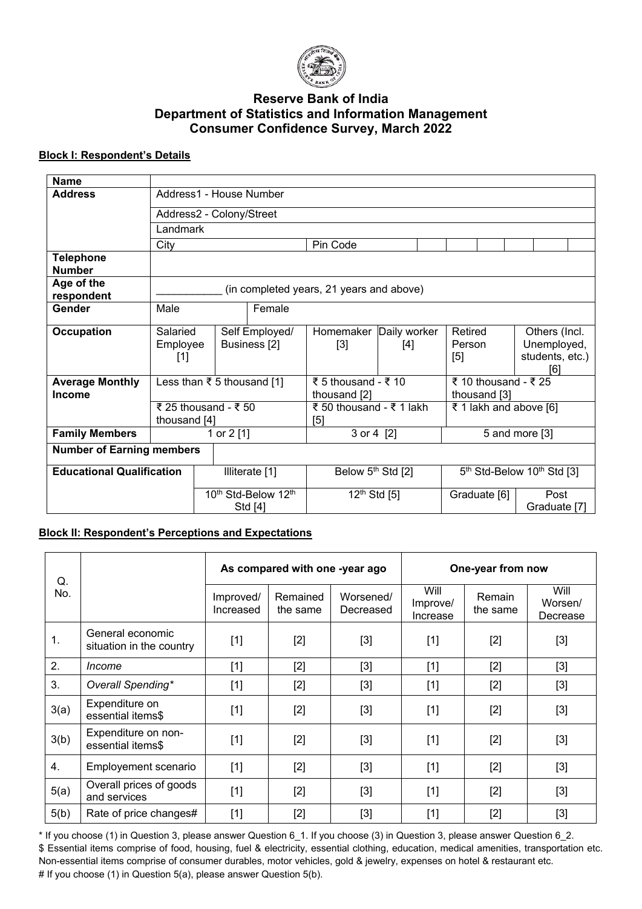# Reserve Bank of India
## Department of Statistics and Information Management
## Consumer Confidence Survey, March 2022

**Block I: Respondent's Details**

| **Name** | | | | | | |
|---|---|---|---|---|---|---|
| **Address** | Address1 - House Number | | | | | |
| | Address2 - Colony/Street | | | | | |
| | Landmark | | | | | |
| | City | | | Pin Code | | |
| **Telephone Number** | | | | | | |
| **Age of the respondent** | ___________ (in completed years, 21 years and above) | | | | | |
| **Gender** | Male | Female | | | | |
| **Occupation** | Salaried Employee [1] | Self Employed/ Business [2] | Homemaker [3] | Daily worker [4] | Retired Person [5] | Others (Incl. Unemployed, students, etc.) [6] |
| **Average Monthly Income** | Less than ₹ 5 thousand [1] | | ₹ 5 thousand - ₹ 10 thousand [2] | | ₹ 10 thousand - ₹ 25 thousand [3] | |
| | ₹ 25 thousand - ₹ 50 thousand [4] | | ₹ 50 thousand - ₹ 1 lakh [5] | | ₹ 1 lakh and above [6] | |
| **Family Members** | 1 or 2 [1] | | 3 or 4 [2] | | 5 and more [3] | |
| **Number of Earning members** | | | | | | |
| **Educational Qualification** | Illiterate [1] | | Below 5th Std [2] | | 5th Std-Below 10th Std [3] | |
| | 10th Std-Below 12th Std [4] | | 12th Std [5] | | Graduate [6] | Post Graduate [7] |

**Block II: Respondent's Perceptions and Expectations**

| Q. No. | | As compared with one -year ago | | | One-year from now | | |
|---|---|---|---|---|---|---|---|
| | | Improved/ Increased | Remained the same | Worsened/ Decreased | Will Improve/ Increase | Remain the same | Will Worsen/ Decrease |
| 1. | General economic situation in the country | [1] | [2] | [3] | [1] | [2] | [3] |
| 2. | *Income* | [1] | [2] | [3] | [1] | [2] | [3] |
| 3. | *Overall Spending** | [1] | [2] | [3] | [1] | [2] | [3] |
| 3(a) | Expenditure on essential items$ | [1] | [2] | [3] | [1] | [2] | [3] |
| 3(b) | Expenditure on non-essential items$ | [1] | [2] | [3] | [1] | [2] | [3] |
| 4. | Employement scenario | [1] | [2] | [3] | [1] | [2] | [3] |
| 5(a) | Overall prices of goods and services | [1] | [2] | [3] | [1] | [2] | [3] |
| 5(b) | Rate of price changes# | [1] | [2] | [3] | [1] | [2] | [3] |

* If you choose (1) in Question 3, please answer Question 6_1. If you choose (3) in Question 3, please answer Question 6_2.

$ Essential items comprise of food, housing, fuel & electricity, essential clothing, education, medical amenities, transportation etc. Non-essential items comprise of consumer durables, motor vehicles, gold & jewelry, expenses on hotel & restaurant etc.

# If you choose (1) in Question 5(a), please answer Question 5(b).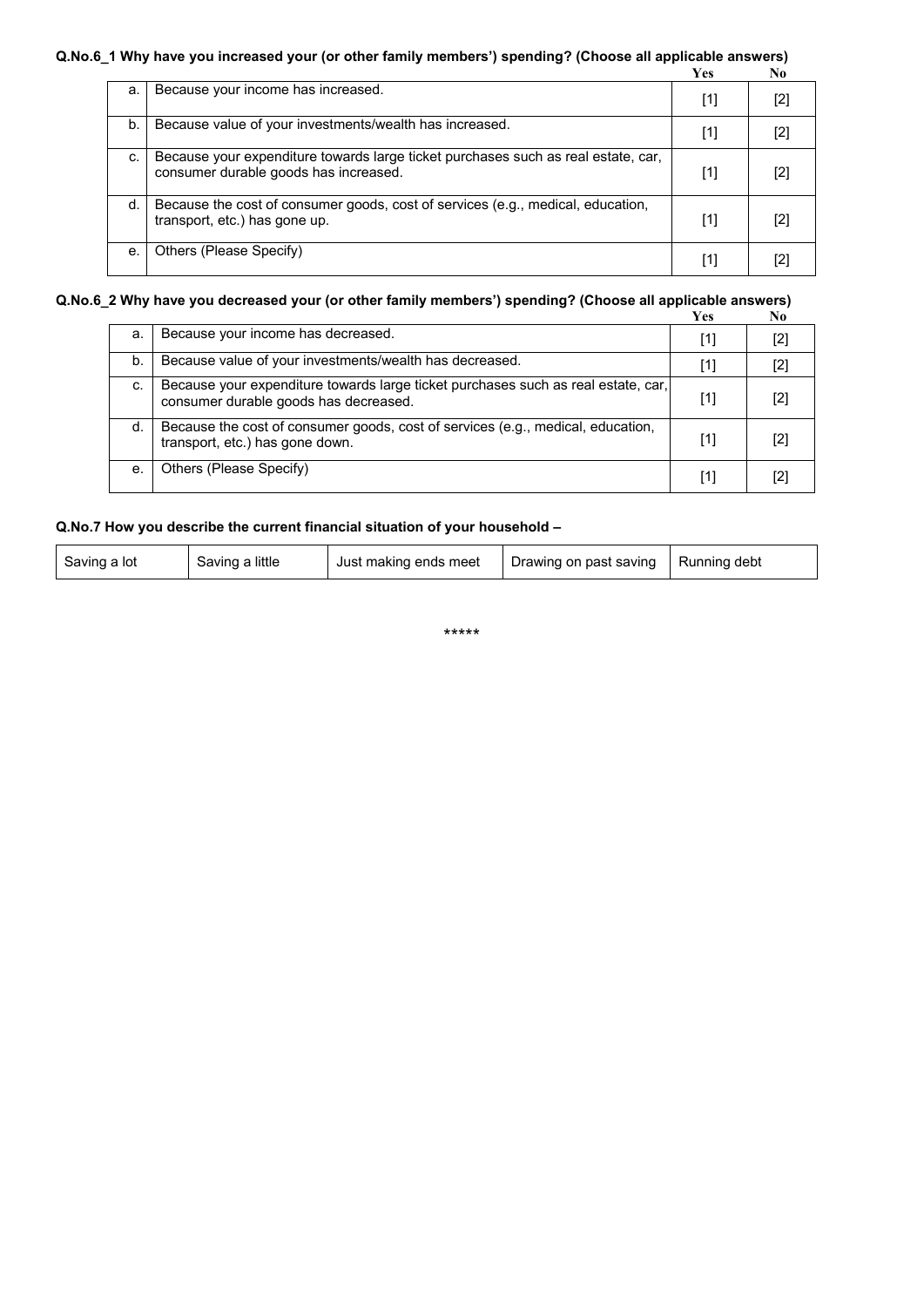**Q.No.6_1 Why have you increased your (or other family members') spending? (Choose all applicable answers)**

| | | Yes | No |
|---|---|---|---|
| a. | Because your income has increased. | [1] | [2] |
| b. | Because value of your investments/wealth has increased. | [1] | [2] |
| c. | Because your expenditure towards large ticket purchases such as real estate, car, consumer durable goods has increased. | [1] | [2] |
| d. | Because the cost of consumer goods, cost of services (e.g., medical, education, transport, etc.) has gone up. | [1] | [2] |
| e. | Others (Please Specify) | [1] | [2] |

**Q.No.6_2 Why have you decreased your (or other family members') spending? (Choose all applicable answers)**

| | | Yes | No |
|---|---|---|---|
| a. | Because your income has decreased. | [1] | [2] |
| b. | Because value of your investments/wealth has decreased. | [1] | [2] |
| c. | Because your expenditure towards large ticket purchases such as real estate, car, consumer durable goods has decreased. | [1] | [2] |
| d. | Because the cost of consumer goods, cost of services (e.g., medical, education, transport, etc.) has gone down. | [1] | [2] |
| e. | Others (Please Specify) | [1] | [2] |

**Q.No.7 How you describe the current financial situation of your household –**

| | | | | |
|---|---|---|---|---|
| Saving a lot | Saving a little | Just making ends meet | Drawing on past saving | Running debt |

*****